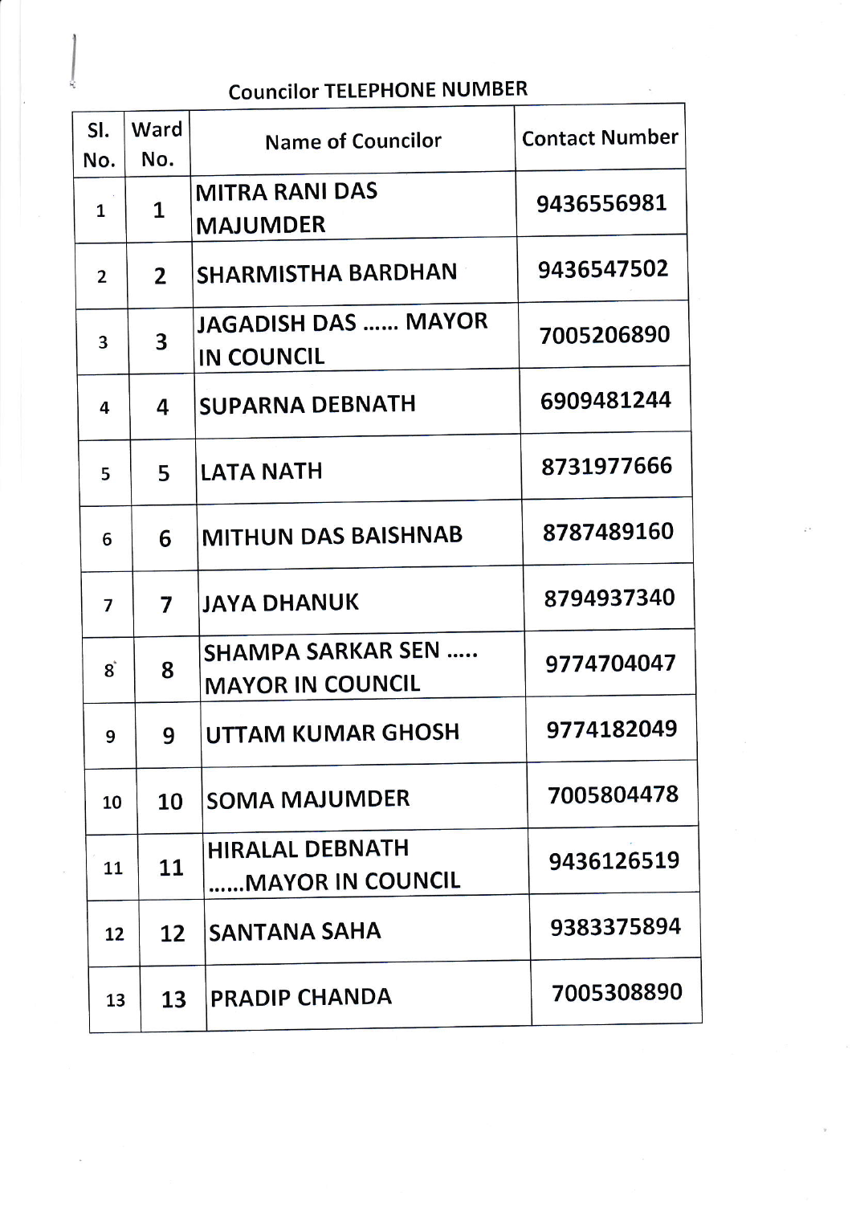# Councilor TELEPHONE NUMBER

| Sl. No. | Ward No. | Name of Councilor | Contact Number |
|---|---|---|---|
| 1 | 1 | MITRA RANI DAS MAJUMDER | 9436556981 |
| 2 | 2 | SHARMISTHA BARDHAN | 9436547502 |
| 3 | 3 | JAGADISH DAS …… MAYOR IN COUNCIL | 7005206890 |
| 4 | 4 | SUPARNA DEBNATH | 6909481244 |
| 5 | 5 | LATA NATH | 8731977666 |
| 6 | 6 | MITHUN DAS BAISHNAB | 8787489160 |
| 7 | 7 | JAYA DHANUK | 8794937340 |
| 8 | 8 | SHAMPA SARKAR SEN ….. MAYOR IN COUNCIL | 9774704047 |
| 9 | 9 | UTTAM KUMAR GHOSH | 9774182049 |
| 10 | 10 | SOMA MAJUMDER | 7005804478 |
| 11 | 11 | HIRALAL DEBNATH ……MAYOR IN COUNCIL | 9436126519 |
| 12 | 12 | SANTANA SAHA | 9383375894 |
| 13 | 13 | PRADIP CHANDA | 7005308890 |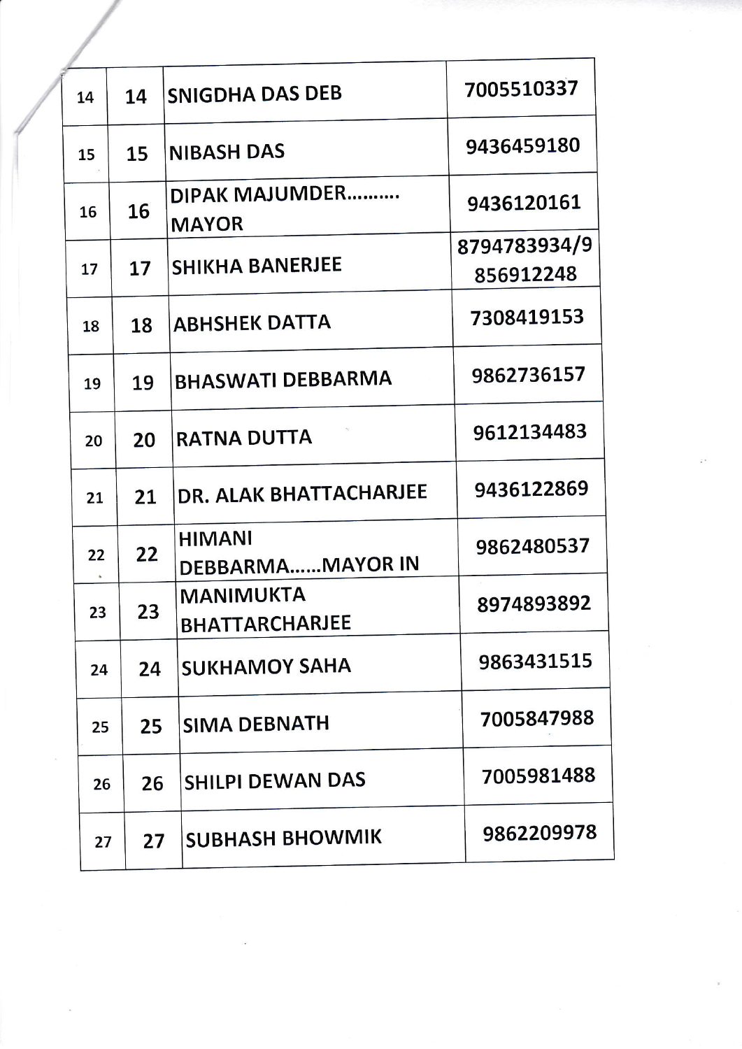| | | | |
|---|---|---|---|
| 14 | 14 | SNIGDHA DAS DEB | 7005510337 |
| 15 | 15 | NIBASH DAS | 9436459180 |
| 16 | 16 | DIPAK MAJUMDER.......... MAYOR | 9436120161 |
| 17 | 17 | SHIKHA BANERJEE | 8794783934/9856912248 |
| 18 | 18 | ABHSHEK DATTA | 7308419153 |
| 19 | 19 | BHASWATI DEBBARMA | 9862736157 |
| 20 | 20 | RATNA DUTTA | 9612134483 |
| 21 | 21 | DR. ALAK BHATTACHARJEE | 9436122869 |
| 22 | 22 | HIMANI DEBBARMA......MAYOR IN | 9862480537 |
| 23 | 23 | MANIMUKTA BHATTARCHARJEE | 8974893892 |
| 24 | 24 | SUKHAMOY SAHA | 9863431515 |
| 25 | 25 | SIMA DEBNATH | 7005847988 |
| 26 | 26 | SHILPI DEWAN DAS | 7005981488 |
| 27 | 27 | SUBHASH BHOWMIK | 9862209978 |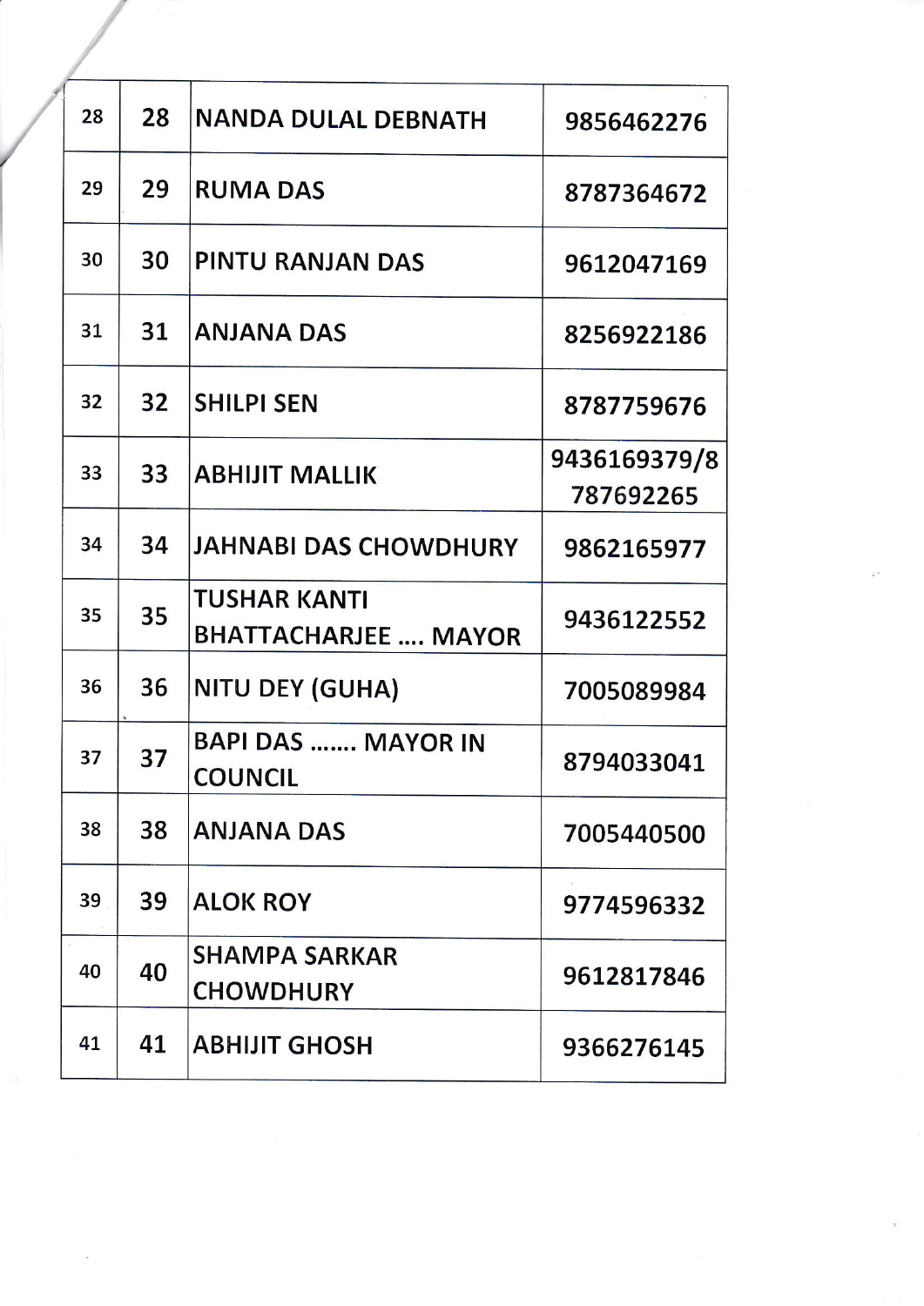| | | | |
|---|---|---|---|
| 28 | 28 | NANDA DULAL DEBNATH | 9856462276 |
| 29 | 29 | RUMA DAS | 8787364672 |
| 30 | 30 | PINTU RANJAN DAS | 9612047169 |
| 31 | 31 | ANJANA DAS | 8256922186 |
| 32 | 32 | SHILPI SEN | 8787759676 |
| 33 | 33 | ABHIJIT MALLIK | 9436169379/8787692265 |
| 34 | 34 | JAHNABI DAS CHOWDHURY | 9862165977 |
| 35 | 35 | TUSHAR KANTI BHATTACHARJEE .... MAYOR | 9436122552 |
| 36 | 36 | NITU DEY (GUHA) | 7005089984 |
| 37 | 37 | BAPI DAS ....... MAYOR IN COUNCIL | 8794033041 |
| 38 | 38 | ANJANA DAS | 7005440500 |
| 39 | 39 | ALOK ROY | 9774596332 |
| 40 | 40 | SHAMPA SARKAR CHOWDHURY | 9612817846 |
| 41 | 41 | ABHIJIT GHOSH | 9366276145 |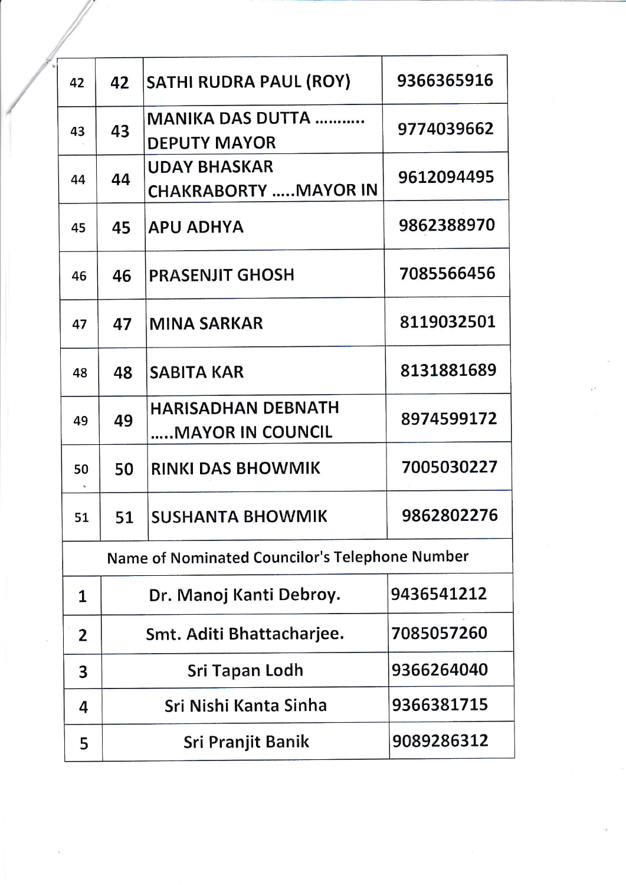| | | | |
|---|---|---|---|
| 42 | 42 | SATHI RUDRA PAUL (ROY) | 9366365916 |
| 43 | 43 | MANIKA DAS DUTTA ........... DEPUTY MAYOR | 9774039662 |
| 44 | 44 | UDAY BHASKAR CHAKRABORTY .....MAYOR IN | 9612094495 |
| 45 | 45 | APU ADHYA | 9862388970 |
| 46 | 46 | PRASENJIT GHOSH | 7085566456 |
| 47 | 47 | MINA SARKAR | 8119032501 |
| 48 | 48 | SABITA KAR | 8131881689 |
| 49 | 49 | HARISADHAN DEBNATH .....MAYOR IN COUNCIL | 8974599172 |
| 50 | 50 | RINKI DAS BHOWMIK | 7005030227 |
| 51 | 51 | SUSHANTA BHOWMIK | 9862802276 |

Name of Nominated Councilor's Telephone Number

| | | |
|---|---|---|
| 1 | Dr. Manoj Kanti Debroy. | 9436541212 |
| 2 | Smt. Aditi Bhattacharjee. | 7085057260 |
| 3 | Sri Tapan Lodh | 9366264040 |
| 4 | Sri Nishi Kanta Sinha | 9366381715 |
| 5 | Sri Pranjit Banik | 9089286312 |